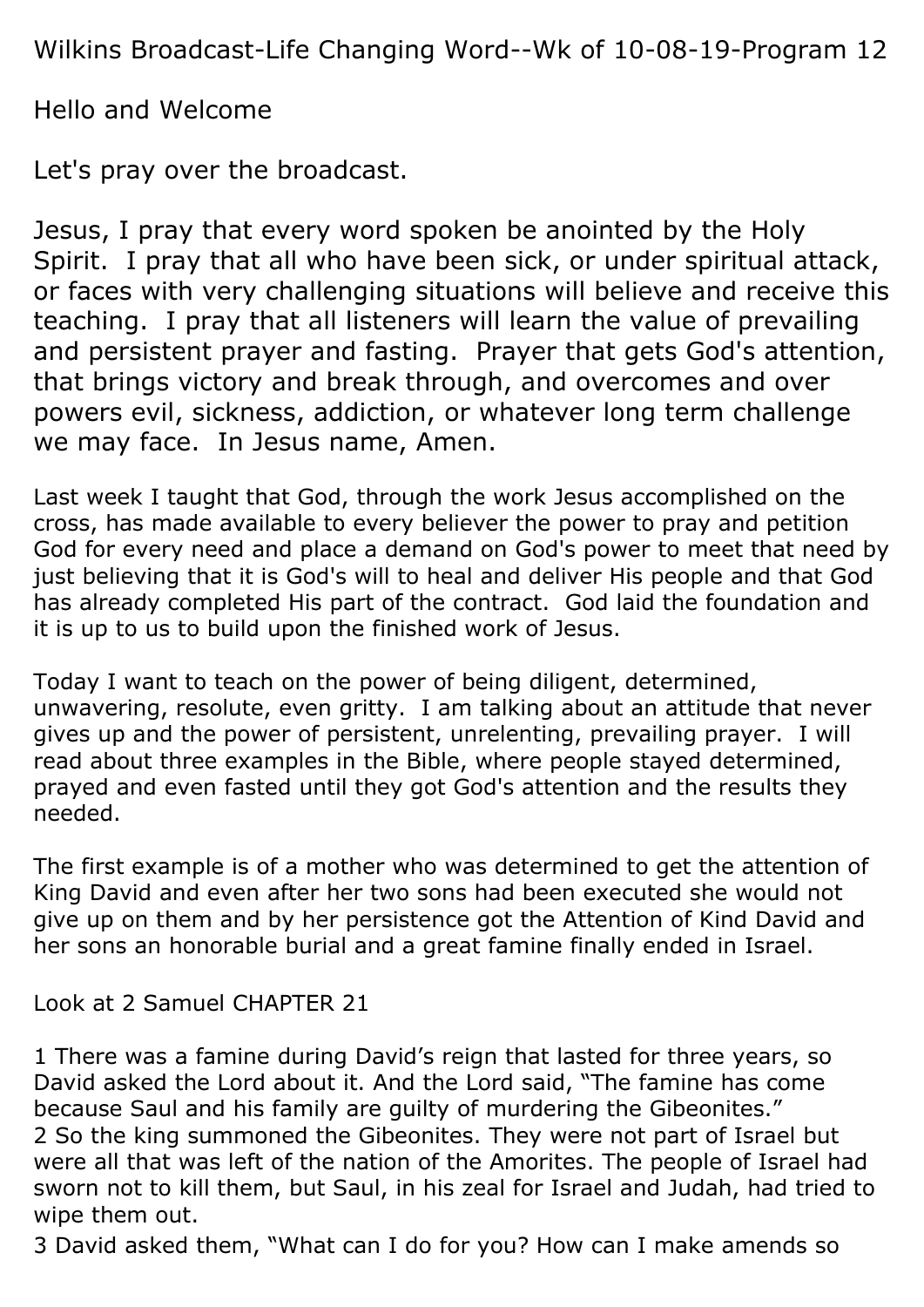Wilkins Broadcast-Life Changing Word--Wk of 10-08-19-Program 12

Hello and Welcome

Let's pray over the broadcast.

Jesus, I pray that every word spoken be anointed by the Holy Spirit. I pray that all who have been sick, or under spiritual attack, or faces with very challenging situations will believe and receive this teaching. I pray that all listeners will learn the value of prevailing and persistent prayer and fasting. Prayer that gets God's attention, that brings victory and break through, and overcomes and over powers evil, sickness, addiction, or whatever long term challenge we may face. In Jesus name, Amen.

Last week I taught that God, through the work Jesus accomplished on the cross, has made available to every believer the power to pray and petition God for every need and place a demand on God's power to meet that need by just believing that it is God's will to heal and deliver His people and that God has already completed His part of the contract. God laid the foundation and it is up to us to build upon the finished work of Jesus.

Today I want to teach on the power of being diligent, determined, unwavering, resolute, even gritty. I am talking about an attitude that never gives up and the power of persistent, unrelenting, prevailing prayer. I will read about three examples in the Bible, where people stayed determined, prayed and even fasted until they got God's attention and the results they needed.

The first example is of a mother who was determined to get the attention of King David and even after her two sons had been executed she would not give up on them and by her persistence got the Attention of Kind David and her sons an honorable burial and a great famine finally ended in Israel.

Look at 2 Samuel CHAPTER 21

1 There was a famine during David's reign that lasted for three years, so David asked the Lord about it. And the Lord said, "The famine has come because Saul and his family are guilty of murdering the Gibeonites."
2 So the king summoned the Gibeonites. They were not part of Israel but were all that was left of the nation of the Amorites. The people of Israel had sworn not to kill them, but Saul, in his zeal for Israel and Judah, had tried to wipe them out.
3 David asked them, "What can I do for you? How can I make amends so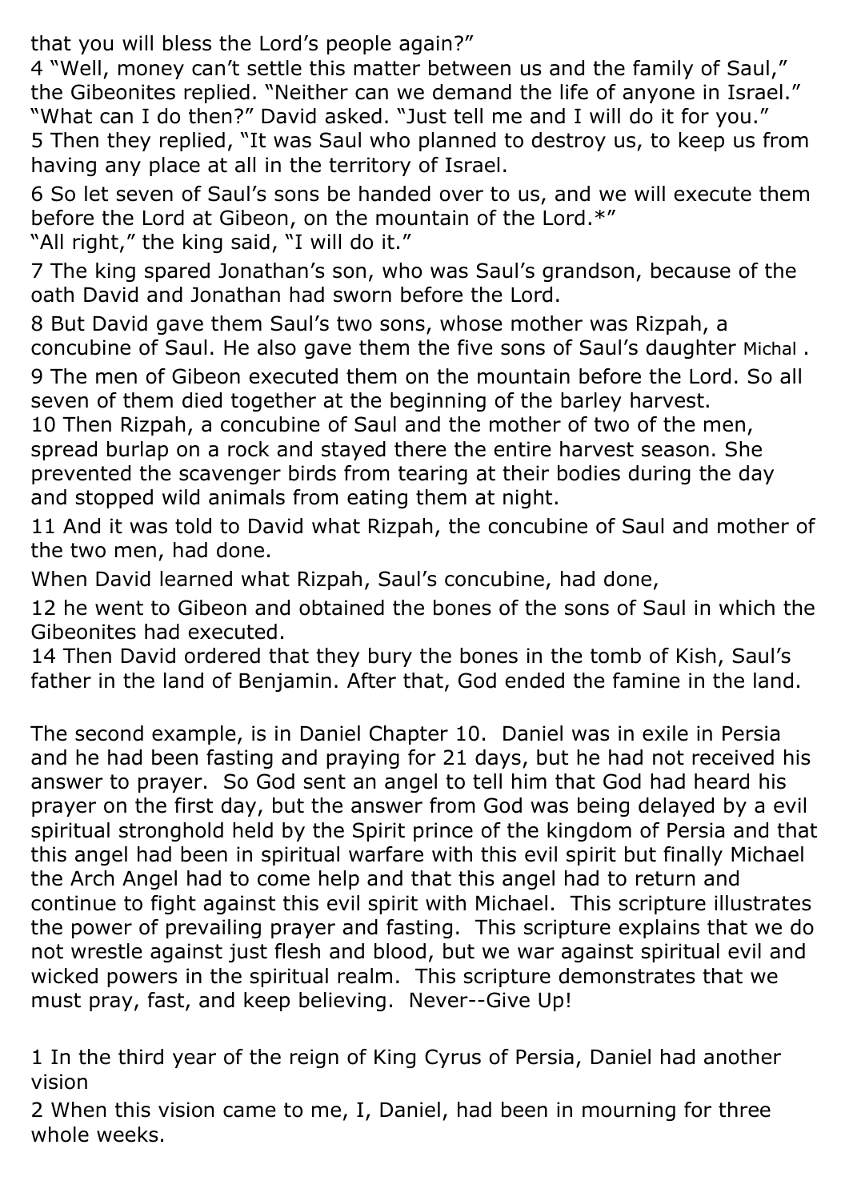that you will bless the Lord's people again?"

4 "Well, money can't settle this matter between us and the family of Saul," the Gibeonites replied. "Neither can we demand the life of anyone in Israel."
"What can I do then?" David asked. "Just tell me and I will do it for you."
5 Then they replied, "It was Saul who planned to destroy us, to keep us from having any place at all in the territory of Israel.

6 So let seven of Saul's sons be handed over to us, and we will execute them before the Lord at Gibeon, on the mountain of the Lord.*"
"All right," the king said, "I will do it."

7 The king spared Jonathan's son, who was Saul's grandson, because of the oath David and Jonathan had sworn before the Lord.

8 But David gave them Saul's two sons, whose mother was Rizpah, a concubine of Saul. He also gave them the five sons of Saul's daughter Michal .

9 The men of Gibeon executed them on the mountain before the Lord. So all seven of them died together at the beginning of the barley harvest.
10 Then Rizpah, a concubine of Saul and the mother of two of the men, spread burlap on a rock and stayed there the entire harvest season. She prevented the scavenger birds from tearing at their bodies during the day and stopped wild animals from eating them at night.

11 And it was told to David what Rizpah, the concubine of Saul and mother of the two men, had done.

When David learned what Rizpah, Saul's concubine, had done,

12 he went to Gibeon and obtained the bones of the sons of Saul in which the Gibeonites had executed.
14 Then David ordered that they bury the bones in the tomb of Kish, Saul's father in the land of Benjamin. After that, God ended the famine in the land.

The second example, is in Daniel Chapter 10. Daniel was in exile in Persia and he had been fasting and praying for 21 days, but he had not received his answer to prayer. So God sent an angel to tell him that God had heard his prayer on the first day, but the answer from God was being delayed by a evil spiritual stronghold held by the Spirit prince of the kingdom of Persia and that this angel had been in spiritual warfare with this evil spirit but finally Michael the Arch Angel had to come help and that this angel had to return and continue to fight against this evil spirit with Michael. This scripture illustrates the power of prevailing prayer and fasting. This scripture explains that we do not wrestle against just flesh and blood, but we war against spiritual evil and wicked powers in the spiritual realm. This scripture demonstrates that we must pray, fast, and keep believing. Never--Give Up!

1 In the third year of the reign of King Cyrus of Persia, Daniel had another vision

2 When this vision came to me, I, Daniel, had been in mourning for three whole weeks.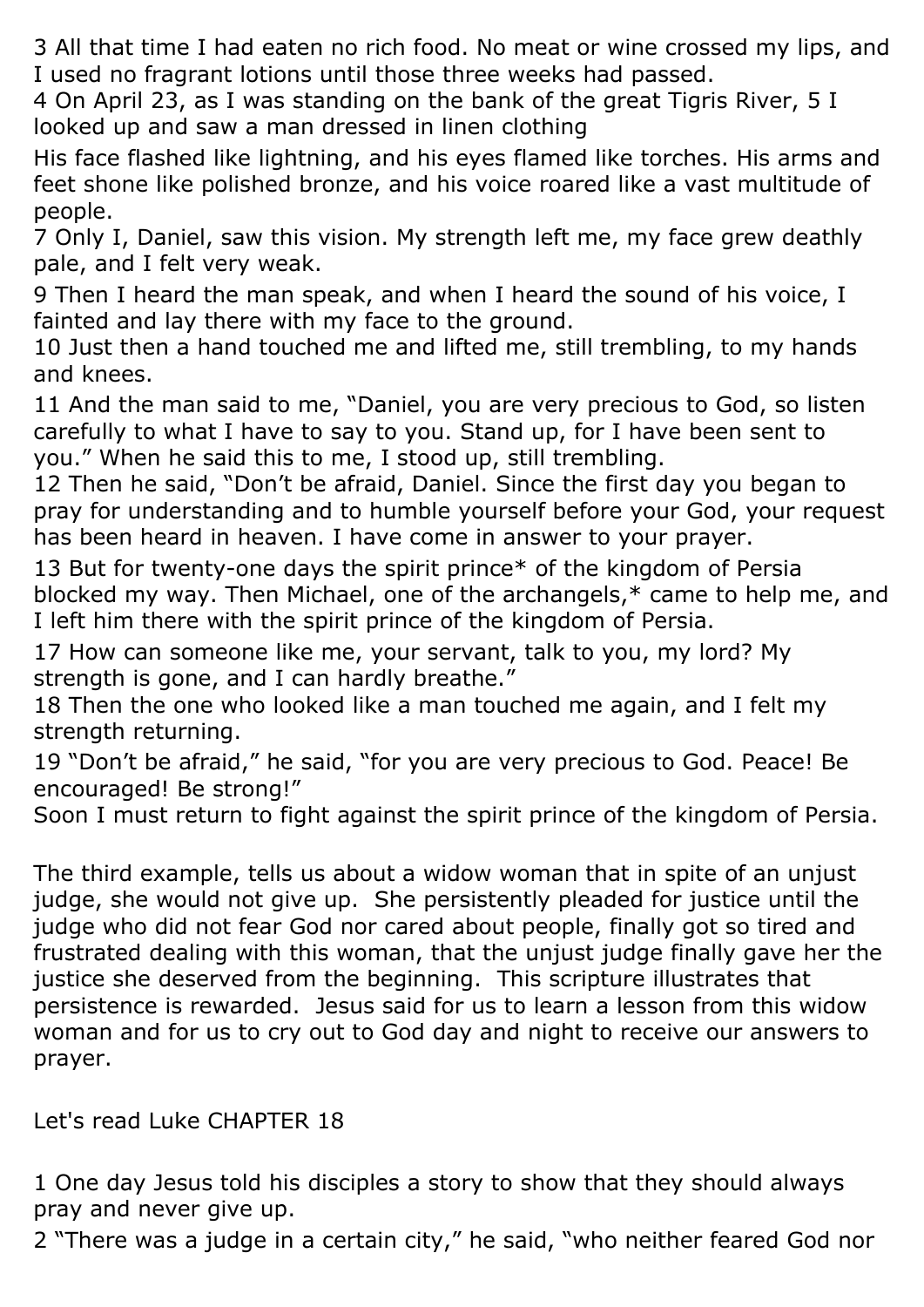3 All that time I had eaten no rich food. No meat or wine crossed my lips, and I used no fragrant lotions until those three weeks had passed.
4 On April 23, as I was standing on the bank of the great Tigris River, 5 I looked up and saw a man dressed in linen clothing

His face flashed like lightning, and his eyes flamed like torches. His arms and feet shone like polished bronze, and his voice roared like a vast multitude of people.
7 Only I, Daniel, saw this vision. My strength left me, my face grew deathly pale, and I felt very weak.

9 Then I heard the man speak, and when I heard the sound of his voice, I fainted and lay there with my face to the ground.
10 Just then a hand touched me and lifted me, still trembling, to my hands and knees.

11 And the man said to me, "Daniel, you are very precious to God, so listen carefully to what I have to say to you. Stand up, for I have been sent to you." When he said this to me, I stood up, still trembling.
12 Then he said, "Don't be afraid, Daniel. Since the first day you began to pray for understanding and to humble yourself before your God, your request has been heard in heaven. I have come in answer to your prayer.

13 But for twenty-one days the spirit prince* of the kingdom of Persia blocked my way. Then Michael, one of the archangels,* came to help me, and I left him there with the spirit prince of the kingdom of Persia.

17 How can someone like me, your servant, talk to you, my lord? My strength is gone, and I can hardly breathe."
18 Then the one who looked like a man touched me again, and I felt my strength returning.
19 "Don't be afraid," he said, "for you are very precious to God. Peace! Be encouraged! Be strong!"
Soon I must return to fight against the spirit prince of the kingdom of Persia.

The third example, tells us about a widow woman that in spite of an unjust judge, she would not give up. She persistently pleaded for justice until the judge who did not fear God nor cared about people, finally got so tired and frustrated dealing with this woman, that the unjust judge finally gave her the justice she deserved from the beginning. This scripture illustrates that persistence is rewarded. Jesus said for us to learn a lesson from this widow woman and for us to cry out to God day and night to receive our answers to prayer.

Let's read Luke CHAPTER 18

1 One day Jesus told his disciples a story to show that they should always pray and never give up.
2 "There was a judge in a certain city," he said, "who neither feared God nor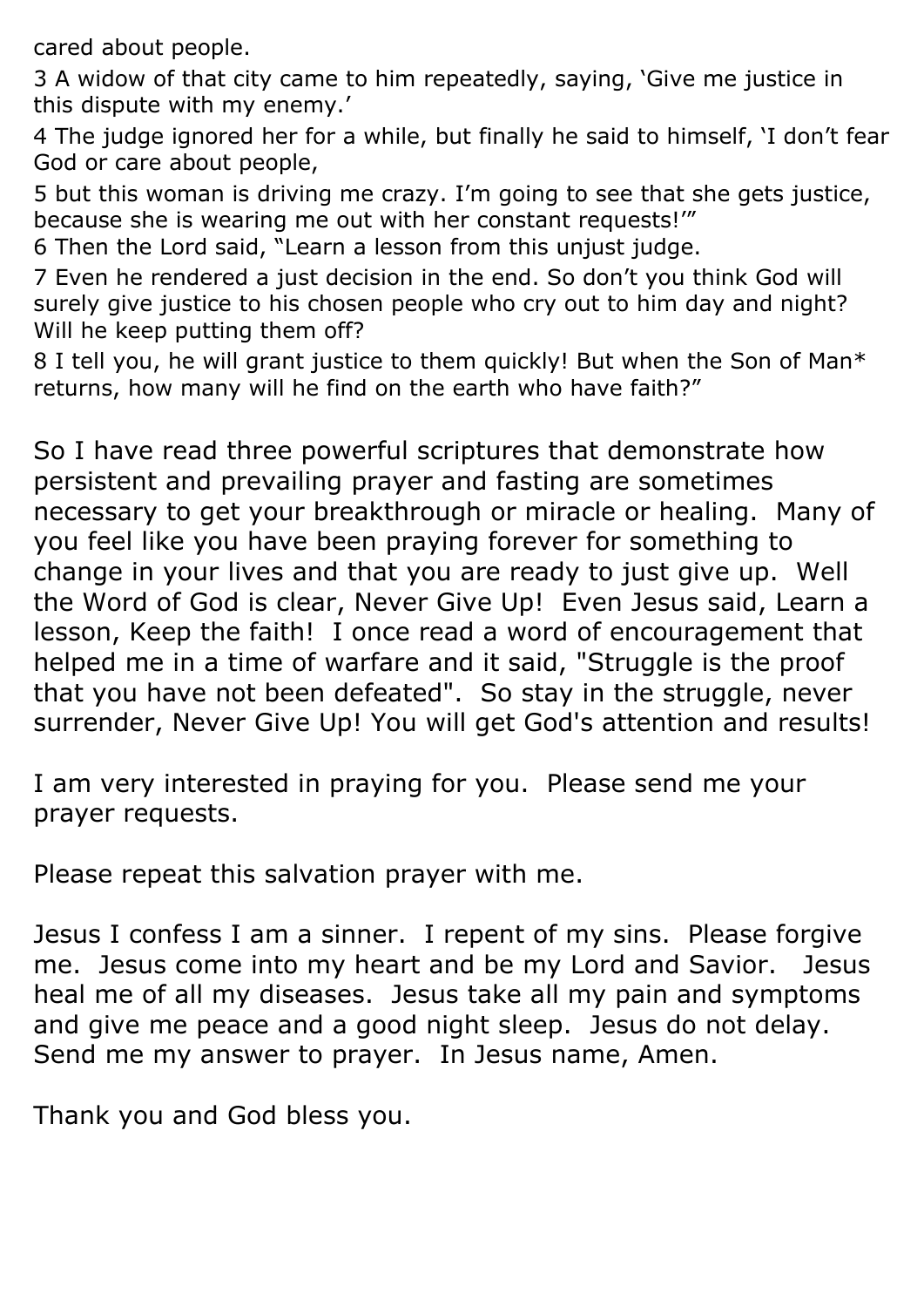cared about people.

3 A widow of that city came to him repeatedly, saying, 'Give me justice in this dispute with my enemy.'

4 The judge ignored her for a while, but finally he said to himself, 'I don't fear God or care about people,

5 but this woman is driving me crazy. I'm going to see that she gets justice, because she is wearing me out with her constant requests!'"

6 Then the Lord said, "Learn a lesson from this unjust judge.

7 Even he rendered a just decision in the end. So don't you think God will surely give justice to his chosen people who cry out to him day and night? Will he keep putting them off?

8 I tell you, he will grant justice to them quickly! But when the Son of Man* returns, how many will he find on the earth who have faith?"

So I have read three powerful scriptures that demonstrate how persistent and prevailing prayer and fasting are sometimes necessary to get your breakthrough or miracle or healing. Many of you feel like you have been praying forever for something to change in your lives and that you are ready to just give up. Well the Word of God is clear, Never Give Up! Even Jesus said, Learn a lesson, Keep the faith! I once read a word of encouragement that helped me in a time of warfare and it said, "Struggle is the proof that you have not been defeated". So stay in the struggle, never surrender, Never Give Up! You will get God's attention and results!

I am very interested in praying for you. Please send me your prayer requests.

Please repeat this salvation prayer with me.

Jesus I confess I am a sinner. I repent of my sins. Please forgive me. Jesus come into my heart and be my Lord and Savior. Jesus heal me of all my diseases. Jesus take all my pain and symptoms and give me peace and a good night sleep. Jesus do not delay. Send me my answer to prayer. In Jesus name, Amen.

Thank you and God bless you.